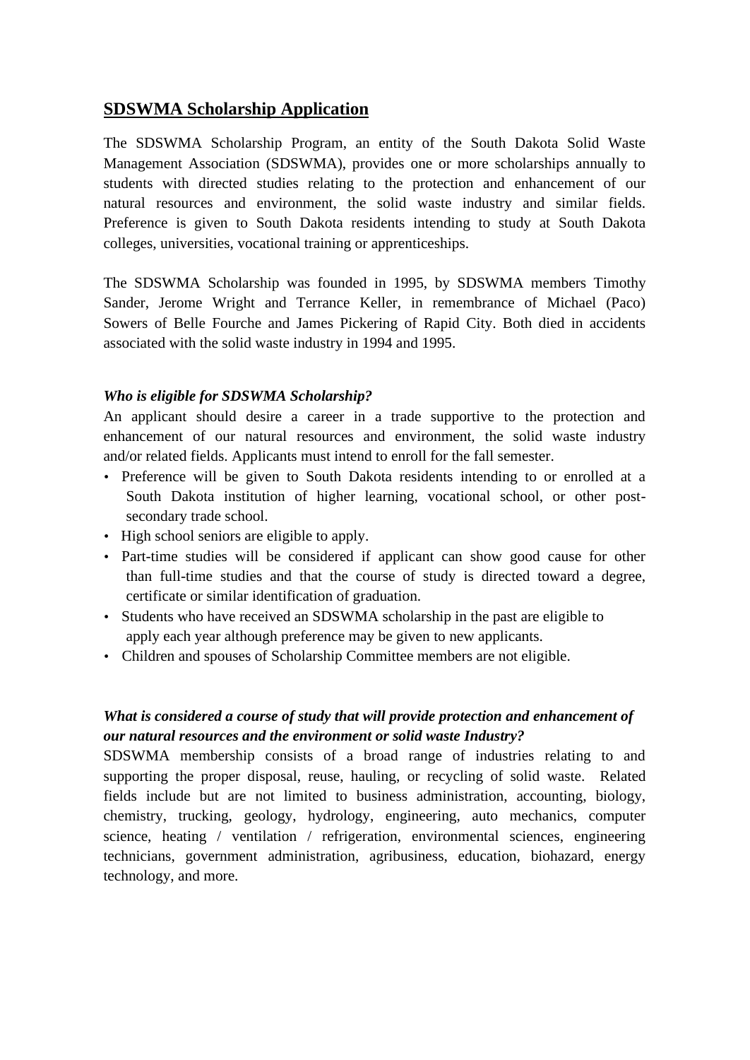## **SDSWMA Scholarship Application**

The SDSWMA Scholarship Program, an entity of the South Dakota Solid Waste Management Association (SDSWMA), provides one or more scholarships annually to students with directed studies relating to the protection and enhancement of our natural resources and environment, the solid waste industry and similar fields. Preference is given to South Dakota residents intending to study at South Dakota colleges, universities, vocational training or apprenticeships.

The SDSWMA Scholarship was founded in 1995, by SDSWMA members Timothy Sander, Jerome Wright and Terrance Keller, in remembrance of Michael (Paco) Sowers of Belle Fourche and James Pickering of Rapid City. Both died in accidents associated with the solid waste industry in 1994 and 1995.

***Who is eligible for SDSWMA Scholarship?***

An applicant should desire a career in a trade supportive to the protection and enhancement of our natural resources and environment, the solid waste industry and/or related fields. Applicants must intend to enroll for the fall semester.

- Preference will be given to South Dakota residents intending to or enrolled at a South Dakota institution of higher learning, vocational school, or other post-secondary trade school.
- High school seniors are eligible to apply.
- Part-time studies will be considered if applicant can show good cause for other than full-time studies and that the course of study is directed toward a degree, certificate or similar identification of graduation.
- Students who have received an SDSWMA scholarship in the past are eligible to apply each year although preference may be given to new applicants.
- Children and spouses of Scholarship Committee members are not eligible.

***What is considered a course of study that will provide protection and enhancement of our natural resources and the environment or solid waste Industry?***

SDSWMA membership consists of a broad range of industries relating to and supporting the proper disposal, reuse, hauling, or recycling of solid waste. Related fields include but are not limited to business administration, accounting, biology, chemistry, trucking, geology, hydrology, engineering, auto mechanics, computer science, heating / ventilation / refrigeration, environmental sciences, engineering technicians, government administration, agribusiness, education, biohazard, energy technology, and more.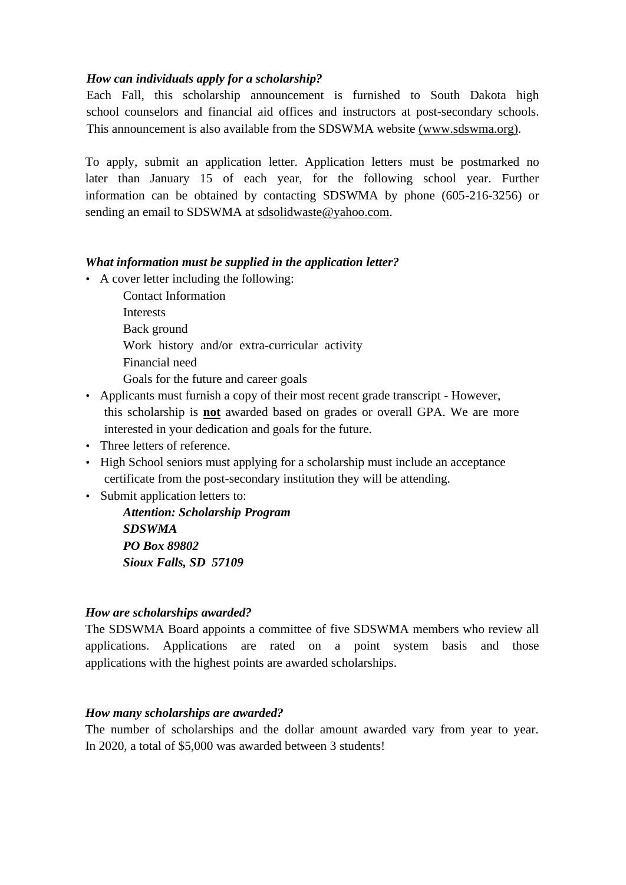***How can individuals apply for a scholarship?***

Each Fall, this scholarship announcement is furnished to South Dakota high school counselors and financial aid offices and instructors at post-secondary schools. This announcement is also available from the SDSWMA website (www.sdswma.org).

To apply, submit an application letter. Application letters must be postmarked no later than January 15 of each year, for the following school year. Further information can be obtained by contacting SDSWMA by phone (605-216-3256) or sending an email to SDSWMA at sdsolidwaste@yahoo.com.

***What information must be supplied in the application letter?***

- A cover letter including the following:
  - Contact Information
  - Interests
  - Back ground
  - Work history and/or extra-curricular activity
  - Financial need
  - Goals for the future and career goals
- Applicants must furnish a copy of their most recent grade transcript - However, this scholarship is **not** awarded based on grades or overall GPA. We are more interested in your dedication and goals for the future.
- Three letters of reference.
- High School seniors must applying for a scholarship must include an acceptance certificate from the post-secondary institution they will be attending.
- Submit application letters to:

  ***Attention: Scholarship Program***
  ***SDSWMA***
  ***PO Box 89802***
  ***Sioux Falls, SD 57109***

***How are scholarships awarded?***

The SDSWMA Board appoints a committee of five SDSWMA members who review all applications. Applications are rated on a point system basis and those applications with the highest points are awarded scholarships.

***How many scholarships are awarded?***

The number of scholarships and the dollar amount awarded vary from year to year. In 2020, a total of $5,000 was awarded between 3 students!